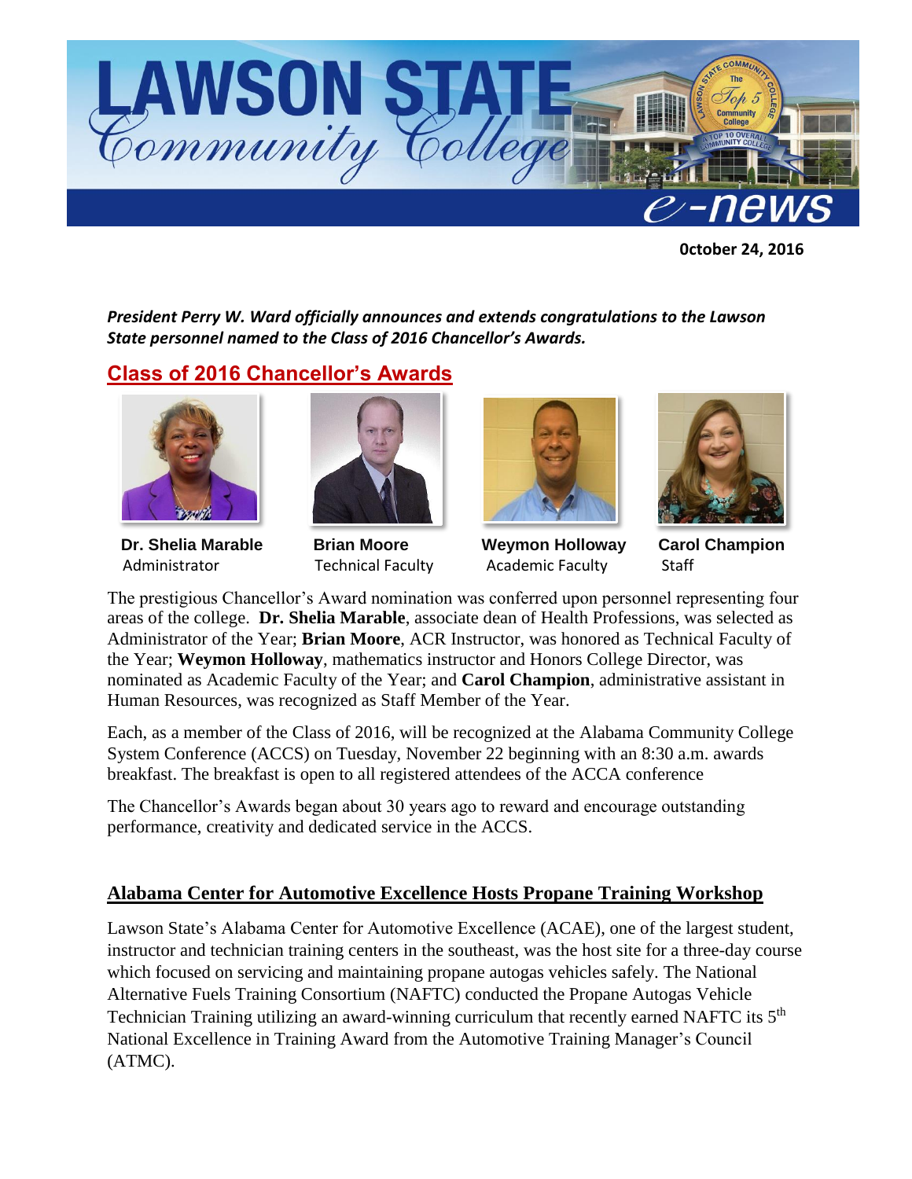# LAWSON STATE Community College e-news

**October 24, 2016**

***President Perry W. Ward officially announces and extends congratulations to the Lawson State personnel named to the Class of 2016 Chancellor's Awards.***

## Class of 2016 Chancellor's Awards

**Dr. Shelia Marable**
Administrator

**Brian Moore**
Technical Faculty

**Weymon Holloway**
Academic Faculty

**Carol Champion**
Staff

The prestigious Chancellor's Award nomination was conferred upon personnel representing four areas of the college. **Dr. Shelia Marable**, associate dean of Health Professions, was selected as Administrator of the Year; **Brian Moore**, ACR Instructor, was honored as Technical Faculty of the Year; **Weymon Holloway**, mathematics instructor and Honors College Director, was nominated as Academic Faculty of the Year; and **Carol Champion**, administrative assistant in Human Resources, was recognized as Staff Member of the Year.

Each, as a member of the Class of 2016, will be recognized at the Alabama Community College System Conference (ACCS) on Tuesday, November 22 beginning with an 8:30 a.m. awards breakfast. The breakfast is open to all registered attendees of the ACCA conference

The Chancellor's Awards began about 30 years ago to reward and encourage outstanding performance, creativity and dedicated service in the ACCS.

## Alabama Center for Automotive Excellence Hosts Propane Training Workshop

Lawson State's Alabama Center for Automotive Excellence (ACAE), one of the largest student, instructor and technician training centers in the southeast, was the host site for a three-day course which focused on servicing and maintaining propane autogas vehicles safely. The National Alternative Fuels Training Consortium (NAFTC) conducted the Propane Autogas Vehicle Technician Training utilizing an award-winning curriculum that recently earned NAFTC its 5th National Excellence in Training Award from the Automotive Training Manager's Council (ATMC).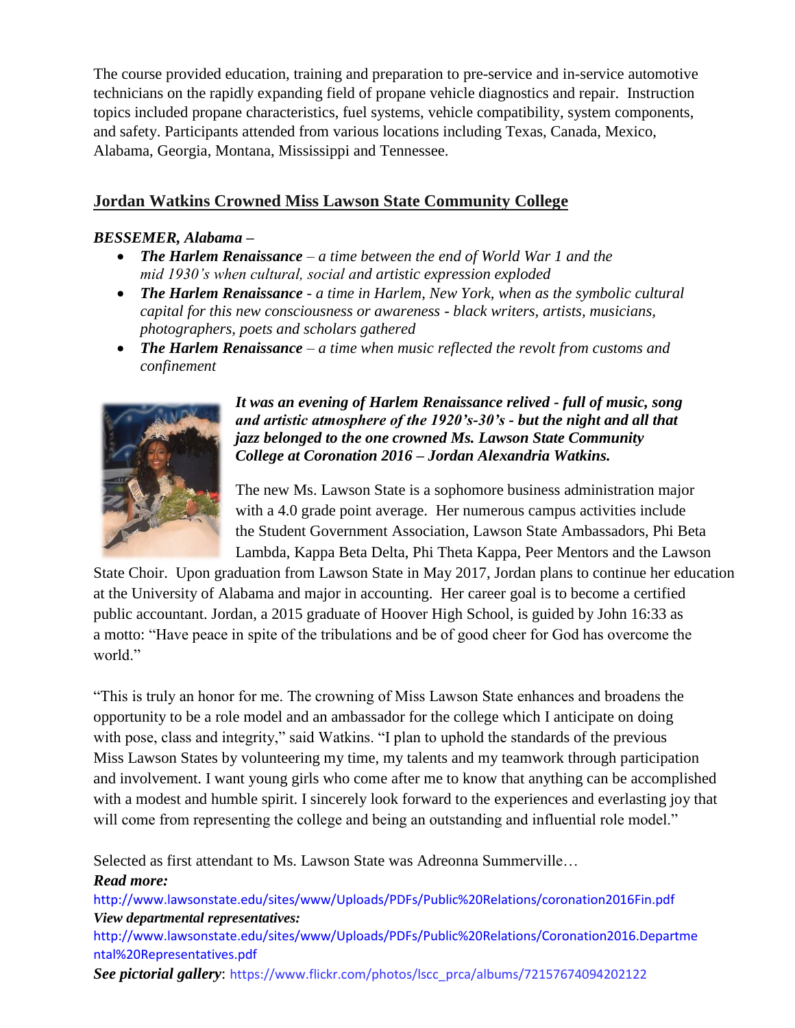The course provided education, training and preparation to pre-service and in-service automotive technicians on the rapidly expanding field of propane vehicle diagnostics and repair. Instruction topics included propane characteristics, fuel systems, vehicle compatibility, system components, and safety. Participants attended from various locations including Texas, Canada, Mexico, Alabama, Georgia, Montana, Mississippi and Tennessee.

## Jordan Watkins Crowned Miss Lawson State Community College

***BESSEMER, Alabama –***

- ***The Harlem Renaissance*** *– a time between the end of World War 1 and the mid 1930's when cultural, social and artistic expression exploded*
- ***The Harlem Renaissance*** *- a time in Harlem, New York, when as the symbolic cultural capital for this new consciousness or awareness - black writers, artists, musicians, photographers, poets and scholars gathered*
- ***The Harlem Renaissance*** *– a time when music reflected the revolt from customs and confinement*

***It was an evening of Harlem Renaissance relived - full of music, song and artistic atmosphere of the 1920's-30's - but the night and all that jazz belonged to the one crowned Ms. Lawson State Community College at Coronation 2016 – Jordan Alexandria Watkins.***

The new Ms. Lawson State is a sophomore business administration major with a 4.0 grade point average. Her numerous campus activities include the Student Government Association, Lawson State Ambassadors, Phi Beta Lambda, Kappa Beta Delta, Phi Theta Kappa, Peer Mentors and the Lawson State Choir. Upon graduation from Lawson State in May 2017, Jordan plans to continue her education at the University of Alabama and major in accounting. Her career goal is to become a certified public accountant. Jordan, a 2015 graduate of Hoover High School, is guided by John 16:33 as a motto: "Have peace in spite of the tribulations and be of good cheer for God has overcome the world."

"This is truly an honor for me. The crowning of Miss Lawson State enhances and broadens the opportunity to be a role model and an ambassador for the college which I anticipate on doing with pose, class and integrity," said Watkins. "I plan to uphold the standards of the previous Miss Lawson States by volunteering my time, my talents and my teamwork through participation and involvement. I want young girls who come after me to know that anything can be accomplished with a modest and humble spirit. I sincerely look forward to the experiences and everlasting joy that will come from representing the college and being an outstanding and influential role model."

Selected as first attendant to Ms. Lawson State was Adreonna Summerville…

***Read more:***
http://www.lawsonstate.edu/sites/www/Uploads/PDFs/Public%20Relations/coronation2016Fin.pdf

***View departmental representatives:***
http://www.lawsonstate.edu/sites/www/Uploads/PDFs/Public%20Relations/Coronation2016.Departmental%20Representatives.pdf

***See pictorial gallery***: https://www.flickr.com/photos/lscc_prca/albums/72157674094202122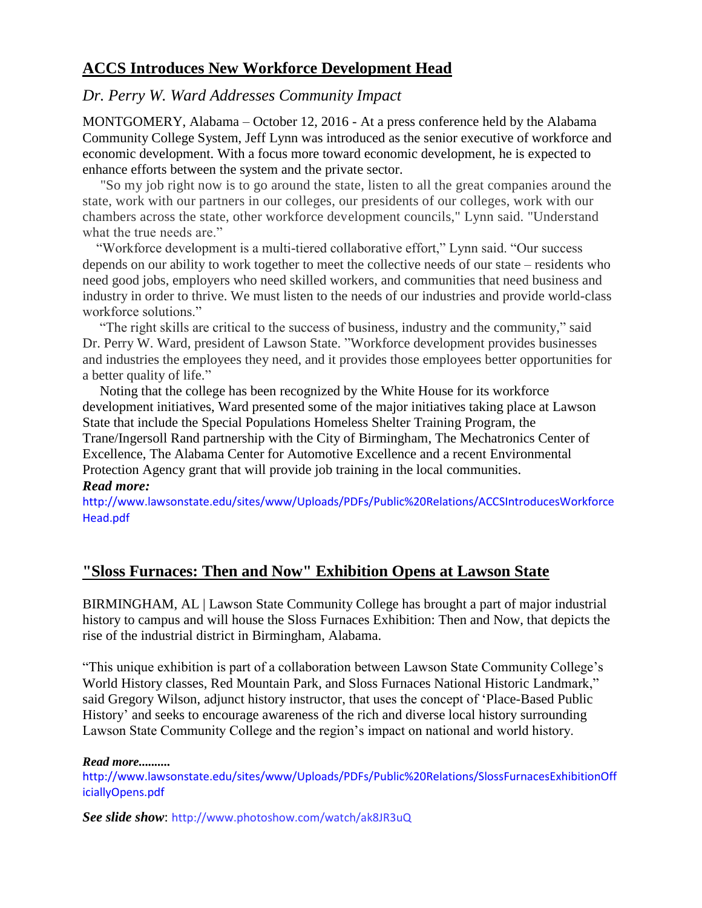## ACCS Introduces New Workforce Development Head

### *Dr. Perry W. Ward Addresses Community Impact*

MONTGOMERY, Alabama – October 12, 2016 - At a press conference held by the Alabama Community College System, Jeff Lynn was introduced as the senior executive of workforce and economic development. With a focus more toward economic development, he is expected to enhance efforts between the system and the private sector.

"So my job right now is to go around the state, listen to all the great companies around the state, work with our partners in our colleges, our presidents of our colleges, work with our chambers across the state, other workforce development councils," Lynn said. "Understand what the true needs are."

"Workforce development is a multi-tiered collaborative effort," Lynn said. "Our success depends on our ability to work together to meet the collective needs of our state – residents who need good jobs, employers who need skilled workers, and communities that need business and industry in order to thrive. We must listen to the needs of our industries and provide world-class workforce solutions."

"The right skills are critical to the success of business, industry and the community," said Dr. Perry W. Ward, president of Lawson State. "Workforce development provides businesses and industries the employees they need, and it provides those employees better opportunities for a better quality of life."

Noting that the college has been recognized by the White House for its workforce development initiatives, Ward presented some of the major initiatives taking place at Lawson State that include the Special Populations Homeless Shelter Training Program, the Trane/Ingersoll Rand partnership with the City of Birmingham, The Mechatronics Center of Excellence, The Alabama Center for Automotive Excellence and a recent Environmental Protection Agency grant that will provide job training in the local communities.

***Read more:***

http://www.lawsonstate.edu/sites/www/Uploads/PDFs/Public%20Relations/ACCSIntroducesWorkforceHead.pdf

## "Sloss Furnaces: Then and Now" Exhibition Opens at Lawson State

BIRMINGHAM, AL | Lawson State Community College has brought a part of major industrial history to campus and will house the Sloss Furnaces Exhibition: Then and Now, that depicts the rise of the industrial district in Birmingham, Alabama.

"This unique exhibition is part of a collaboration between Lawson State Community College's World History classes, Red Mountain Park, and Sloss Furnaces National Historic Landmark," said Gregory Wilson, adjunct history instructor, that uses the concept of 'Place-Based Public History' and seeks to encourage awareness of the rich and diverse local history surrounding Lawson State Community College and the region's impact on national and world history.

***Read more..........***

http://www.lawsonstate.edu/sites/www/Uploads/PDFs/Public%20Relations/SlossFurnacesExhibitionOfficiallyOpens.pdf

***See slide show***: http://www.photoshow.com/watch/ak8JR3uQ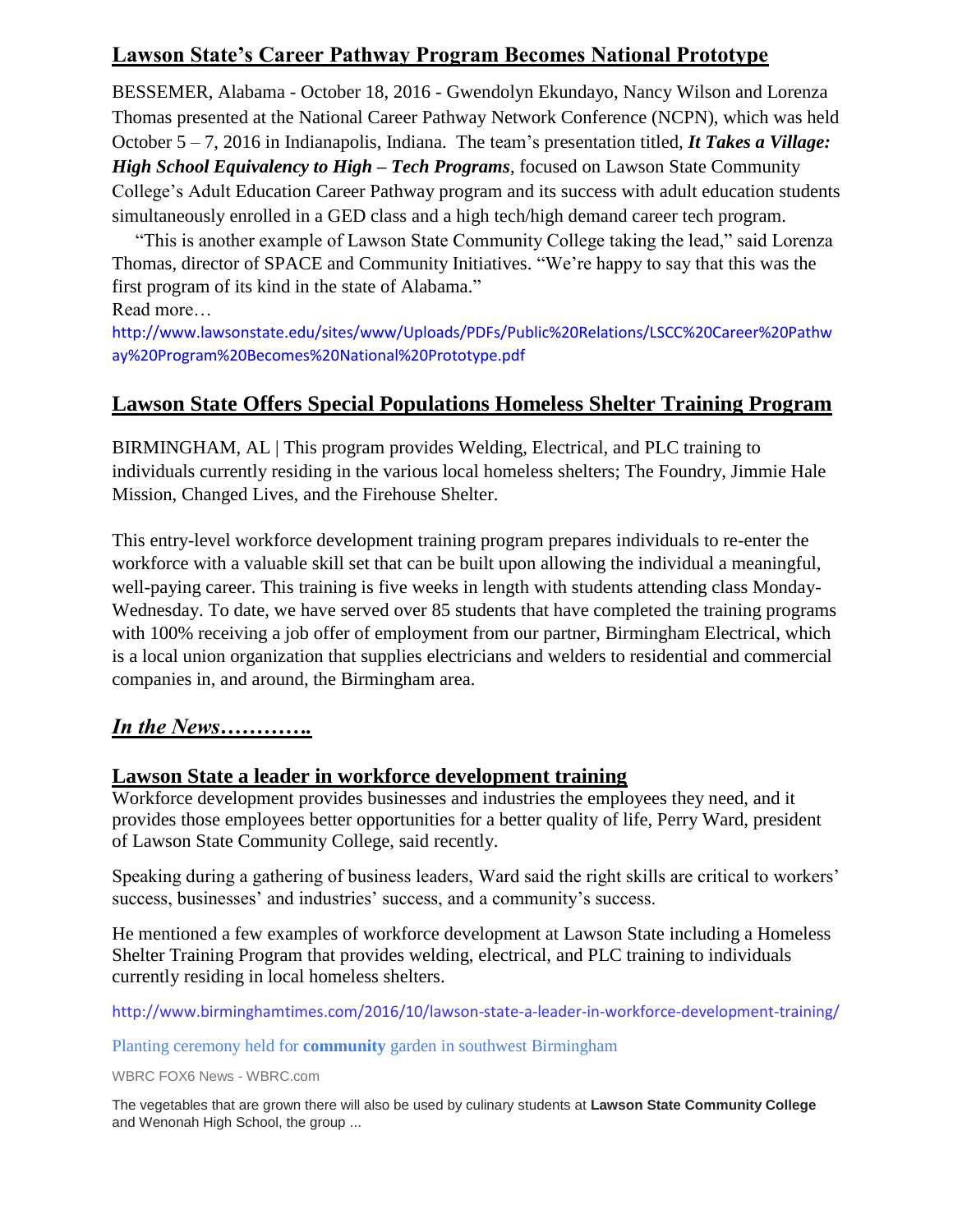## Lawson State's Career Pathway Program Becomes National Prototype

BESSEMER, Alabama - October 18, 2016 - Gwendolyn Ekundayo, Nancy Wilson and Lorenza Thomas presented at the National Career Pathway Network Conference (NCPN), which was held October 5 – 7, 2016 in Indianapolis, Indiana. The team's presentation titled, ***It Takes a Village: High School Equivalency to High – Tech Programs***, focused on Lawson State Community College's Adult Education Career Pathway program and its success with adult education students simultaneously enrolled in a GED class and a high tech/high demand career tech program.

"This is another example of Lawson State Community College taking the lead," said Lorenza Thomas, director of SPACE and Community Initiatives. "We're happy to say that this was the first program of its kind in the state of Alabama."

Read more…

http://www.lawsonstate.edu/sites/www/Uploads/PDFs/Public%20Relations/LSCC%20Career%20Pathway%20Program%20Becomes%20National%20Prototype.pdf

## Lawson State Offers Special Populations Homeless Shelter Training Program

BIRMINGHAM, AL | This program provides Welding, Electrical, and PLC training to individuals currently residing in the various local homeless shelters; The Foundry, Jimmie Hale Mission, Changed Lives, and the Firehouse Shelter.

This entry-level workforce development training program prepares individuals to re-enter the workforce with a valuable skill set that can be built upon allowing the individual a meaningful, well-paying career. This training is five weeks in length with students attending class Monday-Wednesday. To date, we have served over 85 students that have completed the training programs with 100% receiving a job offer of employment from our partner, Birmingham Electrical, which is a local union organization that supplies electricians and welders to residential and commercial companies in, and around, the Birmingham area.

## *In the News………….*

### Lawson State a leader in workforce development training

Workforce development provides businesses and industries the employees they need, and it provides those employees better opportunities for a better quality of life, Perry Ward, president of Lawson State Community College, said recently.

Speaking during a gathering of business leaders, Ward said the right skills are critical to workers' success, businesses' and industries' success, and a community's success.

He mentioned a few examples of workforce development at Lawson State including a Homeless Shelter Training Program that provides welding, electrical, and PLC training to individuals currently residing in local homeless shelters.

http://www.birminghamtimes.com/2016/10/lawson-state-a-leader-in-workforce-development-training/

Planting ceremony held for **community** garden in southwest Birmingham

WBRC FOX6 News - WBRC.com

The vegetables that are grown there will also be used by culinary students at **Lawson State Community College** and Wenonah High School, the group ...